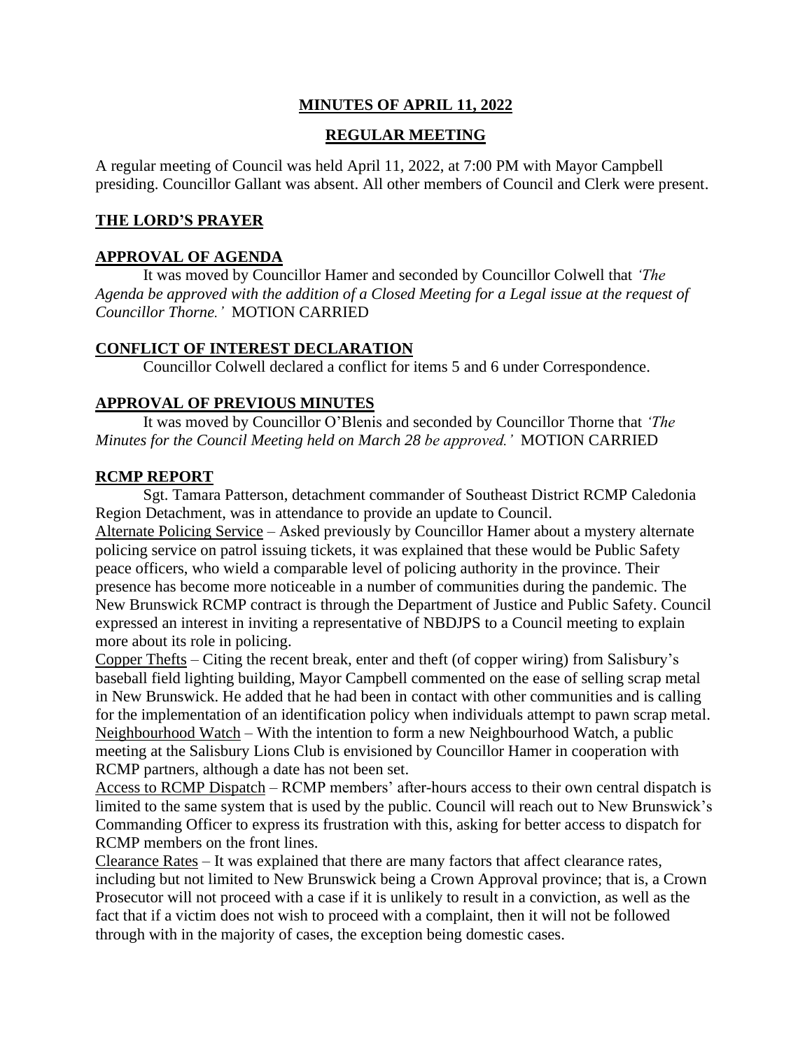# MINUTES OF APRIL 11, 2022

## REGULAR MEETING

A regular meeting of Council was held April 11, 2022, at 7:00 PM with Mayor Campbell presiding. Councillor Gallant was absent. All other members of Council and Clerk were present.

### THE LORD'S PRAYER

### APPROVAL OF AGENDA

It was moved by Councillor Hamer and seconded by Councillor Colwell that *'The Agenda be approved with the addition of a Closed Meeting for a Legal issue at the request of Councillor Thorne.'* MOTION CARRIED

### CONFLICT OF INTEREST DECLARATION

Councillor Colwell declared a conflict for items 5 and 6 under Correspondence.

### APPROVAL OF PREVIOUS MINUTES

It was moved by Councillor O'Blenis and seconded by Councillor Thorne that *'The Minutes for the Council Meeting held on March 28 be approved.'* MOTION CARRIED

### RCMP REPORT

Sgt. Tamara Patterson, detachment commander of Southeast District RCMP Caledonia Region Detachment, was in attendance to provide an update to Council.

Alternate Policing Service – Asked previously by Councillor Hamer about a mystery alternate policing service on patrol issuing tickets, it was explained that these would be Public Safety peace officers, who wield a comparable level of policing authority in the province. Their presence has become more noticeable in a number of communities during the pandemic. The New Brunswick RCMP contract is through the Department of Justice and Public Safety. Council expressed an interest in inviting a representative of NBDJPS to a Council meeting to explain more about its role in policing.

Copper Thefts – Citing the recent break, enter and theft (of copper wiring) from Salisbury's baseball field lighting building, Mayor Campbell commented on the ease of selling scrap metal in New Brunswick. He added that he had been in contact with other communities and is calling for the implementation of an identification policy when individuals attempt to pawn scrap metal.

Neighbourhood Watch – With the intention to form a new Neighbourhood Watch, a public meeting at the Salisbury Lions Club is envisioned by Councillor Hamer in cooperation with RCMP partners, although a date has not been set.

Access to RCMP Dispatch – RCMP members' after-hours access to their own central dispatch is limited to the same system that is used by the public. Council will reach out to New Brunswick's Commanding Officer to express its frustration with this, asking for better access to dispatch for RCMP members on the front lines.

Clearance Rates – It was explained that there are many factors that affect clearance rates, including but not limited to New Brunswick being a Crown Approval province; that is, a Crown Prosecutor will not proceed with a case if it is unlikely to result in a conviction, as well as the fact that if a victim does not wish to proceed with a complaint, then it will not be followed through with in the majority of cases, the exception being domestic cases.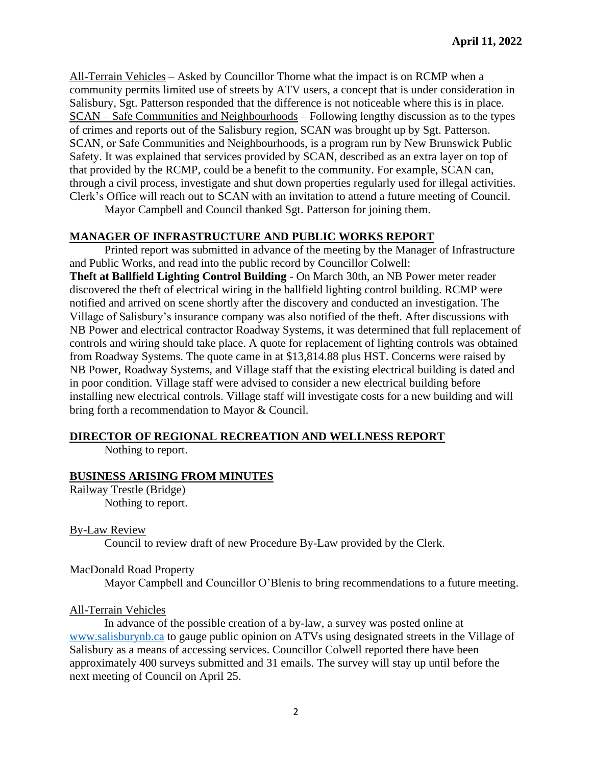All-Terrain Vehicles – Asked by Councillor Thorne what the impact is on RCMP when a community permits limited use of streets by ATV users, a concept that is under consideration in Salisbury, Sgt. Patterson responded that the difference is not noticeable where this is in place.
SCAN – Safe Communities and Neighbourhoods – Following lengthy discussion as to the types of crimes and reports out of the Salisbury region, SCAN was brought up by Sgt. Patterson. SCAN, or Safe Communities and Neighbourhoods, is a program run by New Brunswick Public Safety. It was explained that services provided by SCAN, described as an extra layer on top of that provided by the RCMP, could be a benefit to the community. For example, SCAN can, through a civil process, investigate and shut down properties regularly used for illegal activities. Clerk's Office will reach out to SCAN with an invitation to attend a future meeting of Council.

Mayor Campbell and Council thanked Sgt. Patterson for joining them.

## MANAGER OF INFRASTRUCTURE AND PUBLIC WORKS REPORT

Printed report was submitted in advance of the meeting by the Manager of Infrastructure and Public Works, and read into the public record by Councillor Colwell:
**Theft at Ballfield Lighting Control Building** - On March 30th, an NB Power meter reader discovered the theft of electrical wiring in the ballfield lighting control building. RCMP were notified and arrived on scene shortly after the discovery and conducted an investigation. The Village of Salisbury's insurance company was also notified of the theft. After discussions with NB Power and electrical contractor Roadway Systems, it was determined that full replacement of controls and wiring should take place. A quote for replacement of lighting controls was obtained from Roadway Systems. The quote came in at $13,814.88 plus HST. Concerns were raised by NB Power, Roadway Systems, and Village staff that the existing electrical building is dated and in poor condition. Village staff were advised to consider a new electrical building before installing new electrical controls. Village staff will investigate costs for a new building and will bring forth a recommendation to Mayor & Council.

## DIRECTOR OF REGIONAL RECREATION AND WELLNESS REPORT

Nothing to report.

## BUSINESS ARISING FROM MINUTES

Railway Trestle (Bridge)

Nothing to report.

By-Law Review

Council to review draft of new Procedure By-Law provided by the Clerk.

MacDonald Road Property

Mayor Campbell and Councillor O'Blenis to bring recommendations to a future meeting.

All-Terrain Vehicles

In advance of the possible creation of a by-law, a survey was posted online at www.salisburynb.ca to gauge public opinion on ATVs using designated streets in the Village of Salisbury as a means of accessing services. Councillor Colwell reported there have been approximately 400 surveys submitted and 31 emails. The survey will stay up until before the next meeting of Council on April 25.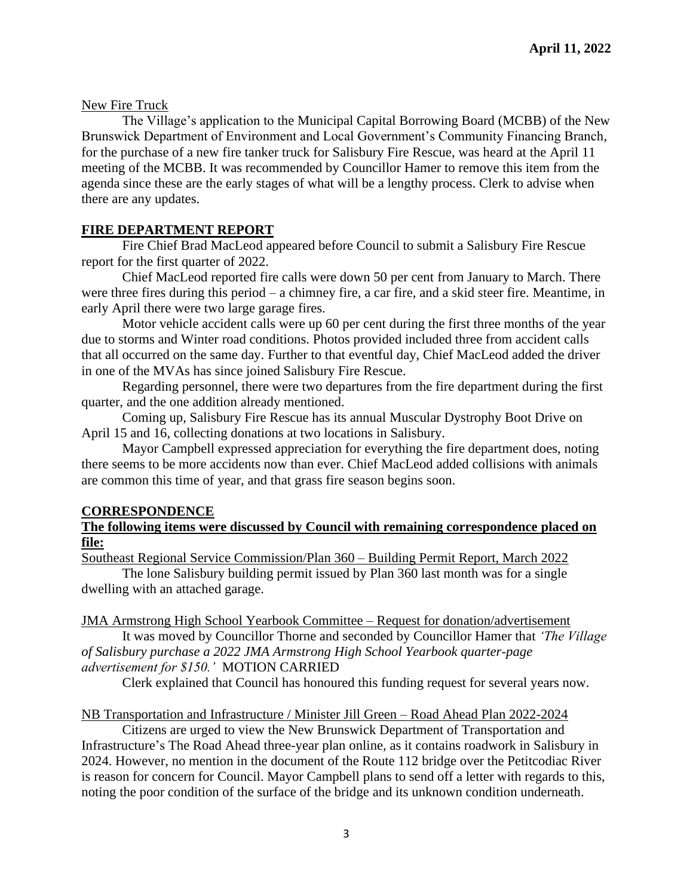New Fire Truck

The Village's application to the Municipal Capital Borrowing Board (MCBB) of the New Brunswick Department of Environment and Local Government's Community Financing Branch, for the purchase of a new fire tanker truck for Salisbury Fire Rescue, was heard at the April 11 meeting of the MCBB. It was recommended by Councillor Hamer to remove this item from the agenda since these are the early stages of what will be a lengthy process. Clerk to advise when there are any updates.

## FIRE DEPARTMENT REPORT

Fire Chief Brad MacLeod appeared before Council to submit a Salisbury Fire Rescue report for the first quarter of 2022.

Chief MacLeod reported fire calls were down 50 per cent from January to March. There were three fires during this period – a chimney fire, a car fire, and a skid steer fire. Meantime, in early April there were two large garage fires.

Motor vehicle accident calls were up 60 per cent during the first three months of the year due to storms and Winter road conditions. Photos provided included three from accident calls that all occurred on the same day. Further to that eventful day, Chief MacLeod added the driver in one of the MVAs has since joined Salisbury Fire Rescue.

Regarding personnel, there were two departures from the fire department during the first quarter, and the one addition already mentioned.

Coming up, Salisbury Fire Rescue has its annual Muscular Dystrophy Boot Drive on April 15 and 16, collecting donations at two locations in Salisbury.

Mayor Campbell expressed appreciation for everything the fire department does, noting there seems to be more accidents now than ever. Chief MacLeod added collisions with animals are common this time of year, and that grass fire season begins soon.

## CORRESPONDENCE

**The following items were discussed by Council with remaining correspondence placed on file:**

Southeast Regional Service Commission/Plan 360 – Building Permit Report, March 2022

The lone Salisbury building permit issued by Plan 360 last month was for a single dwelling with an attached garage.

JMA Armstrong High School Yearbook Committee – Request for donation/advertisement

It was moved by Councillor Thorne and seconded by Councillor Hamer that *'The Village of Salisbury purchase a 2022 JMA Armstrong High School Yearbook quarter-page advertisement for $150.'* MOTION CARRIED

Clerk explained that Council has honoured this funding request for several years now.

NB Transportation and Infrastructure / Minister Jill Green – Road Ahead Plan 2022-2024

Citizens are urged to view the New Brunswick Department of Transportation and Infrastructure's The Road Ahead three-year plan online, as it contains roadwork in Salisbury in 2024. However, no mention in the document of the Route 112 bridge over the Petitcodiac River is reason for concern for Council. Mayor Campbell plans to send off a letter with regards to this, noting the poor condition of the surface of the bridge and its unknown condition underneath.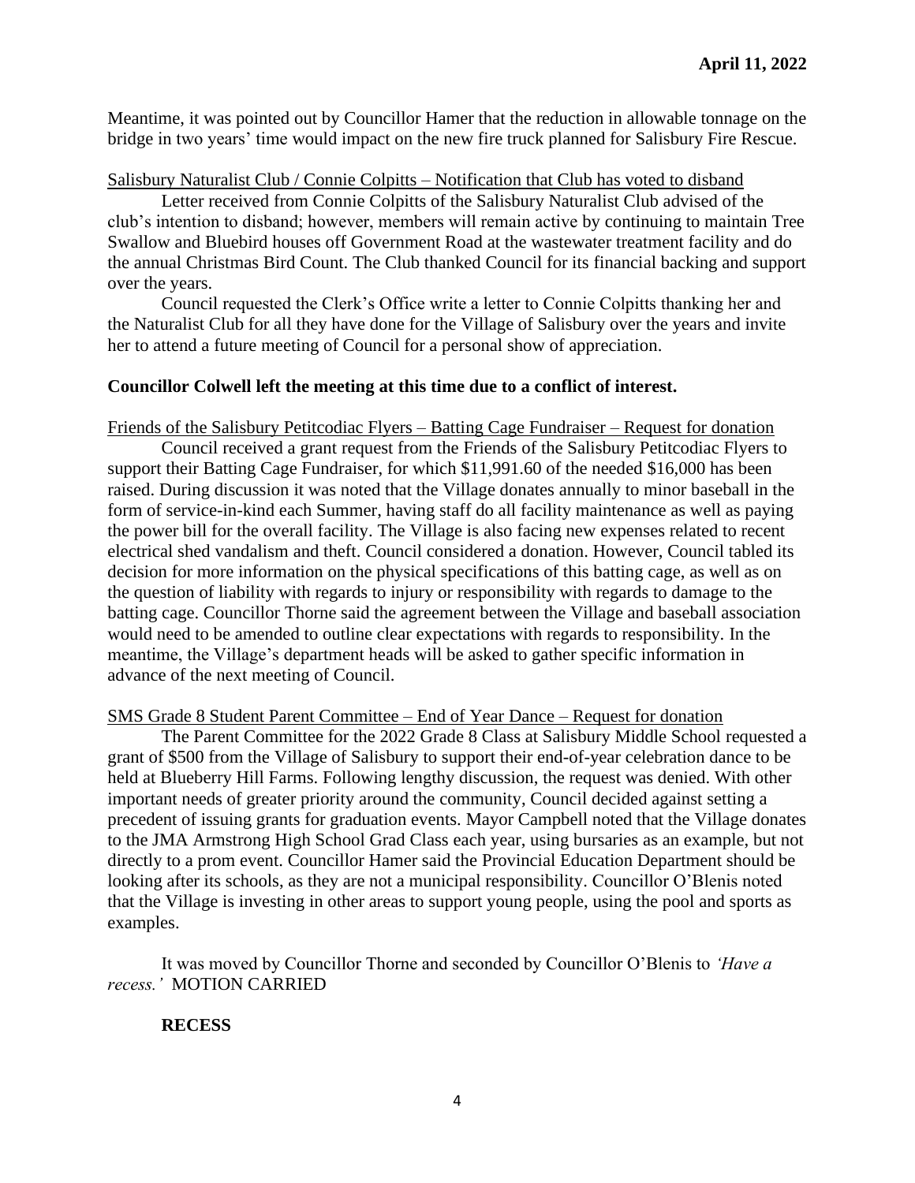Meantime, it was pointed out by Councillor Hamer that the reduction in allowable tonnage on the bridge in two years' time would impact on the new fire truck planned for Salisbury Fire Rescue.

<u>Salisbury Naturalist Club / Connie Colpitts – Notification that Club has voted to disband</u>

Letter received from Connie Colpitts of the Salisbury Naturalist Club advised of the club's intention to disband; however, members will remain active by continuing to maintain Tree Swallow and Bluebird houses off Government Road at the wastewater treatment facility and do the annual Christmas Bird Count. The Club thanked Council for its financial backing and support over the years.

Council requested the Clerk's Office write a letter to Connie Colpitts thanking her and the Naturalist Club for all they have done for the Village of Salisbury over the years and invite her to attend a future meeting of Council for a personal show of appreciation.

**Councillor Colwell left the meeting at this time due to a conflict of interest.**

<u>Friends of the Salisbury Petitcodiac Flyers – Batting Cage Fundraiser – Request for donation</u>

Council received a grant request from the Friends of the Salisbury Petitcodiac Flyers to support their Batting Cage Fundraiser, for which $11,991.60 of the needed $16,000 has been raised. During discussion it was noted that the Village donates annually to minor baseball in the form of service-in-kind each Summer, having staff do all facility maintenance as well as paying the power bill for the overall facility. The Village is also facing new expenses related to recent electrical shed vandalism and theft. Council considered a donation. However, Council tabled its decision for more information on the physical specifications of this batting cage, as well as on the question of liability with regards to injury or responsibility with regards to damage to the batting cage. Councillor Thorne said the agreement between the Village and baseball association would need to be amended to outline clear expectations with regards to responsibility. In the meantime, the Village's department heads will be asked to gather specific information in advance of the next meeting of Council.

<u>SMS Grade 8 Student Parent Committee – End of Year Dance – Request for donation</u>

The Parent Committee for the 2022 Grade 8 Class at Salisbury Middle School requested a grant of $500 from the Village of Salisbury to support their end-of-year celebration dance to be held at Blueberry Hill Farms. Following lengthy discussion, the request was denied. With other important needs of greater priority around the community, Council decided against setting a precedent of issuing grants for graduation events. Mayor Campbell noted that the Village donates to the JMA Armstrong High School Grad Class each year, using bursaries as an example, but not directly to a prom event. Councillor Hamer said the Provincial Education Department should be looking after its schools, as they are not a municipal responsibility. Councillor O'Blenis noted that the Village is investing in other areas to support young people, using the pool and sports as examples.

It was moved by Councillor Thorne and seconded by Councillor O'Blenis to *'Have a recess.'* MOTION CARRIED

**RECESS**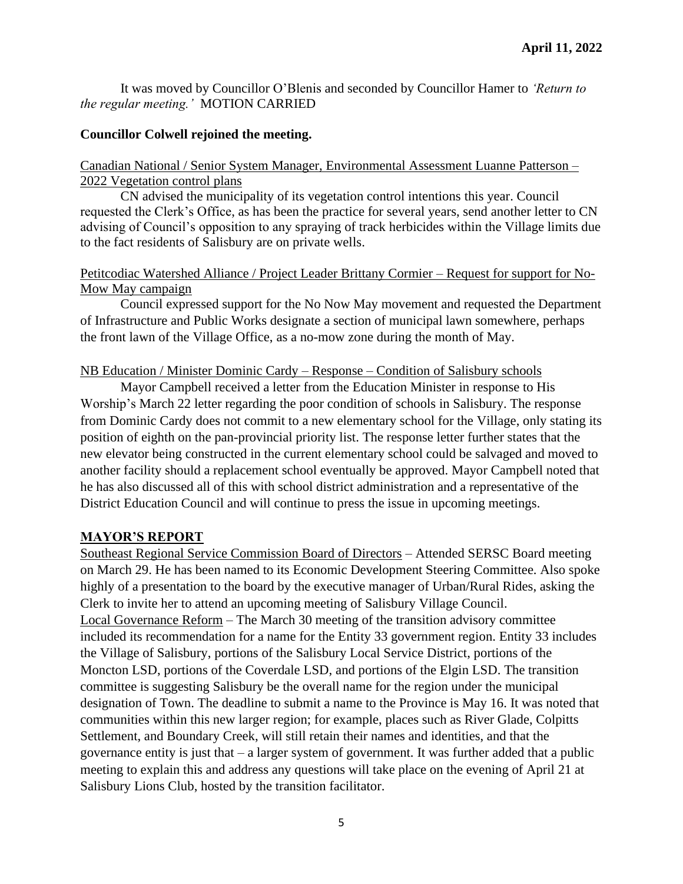It was moved by Councillor O'Blenis and seconded by Councillor Hamer to *'Return to the regular meeting.'* MOTION CARRIED

**Councillor Colwell rejoined the meeting.**

Canadian National / Senior System Manager, Environmental Assessment Luanne Patterson – 2022 Vegetation control plans

CN advised the municipality of its vegetation control intentions this year. Council requested the Clerk's Office, as has been the practice for several years, send another letter to CN advising of Council's opposition to any spraying of track herbicides within the Village limits due to the fact residents of Salisbury are on private wells.

Petitcodiac Watershed Alliance / Project Leader Brittany Cormier – Request for support for No-Mow May campaign

Council expressed support for the No Now May movement and requested the Department of Infrastructure and Public Works designate a section of municipal lawn somewhere, perhaps the front lawn of the Village Office, as a no-mow zone during the month of May.

NB Education / Minister Dominic Cardy – Response – Condition of Salisbury schools

Mayor Campbell received a letter from the Education Minister in response to His Worship's March 22 letter regarding the poor condition of schools in Salisbury. The response from Dominic Cardy does not commit to a new elementary school for the Village, only stating its position of eighth on the pan-provincial priority list. The response letter further states that the new elevator being constructed in the current elementary school could be salvaged and moved to another facility should a replacement school eventually be approved. Mayor Campbell noted that he has also discussed all of this with school district administration and a representative of the District Education Council and will continue to press the issue in upcoming meetings.

## MAYOR'S REPORT

Southeast Regional Service Commission Board of Directors – Attended SERSC Board meeting on March 29. He has been named to its Economic Development Steering Committee. Also spoke highly of a presentation to the board by the executive manager of Urban/Rural Rides, asking the Clerk to invite her to attend an upcoming meeting of Salisbury Village Council.

Local Governance Reform – The March 30 meeting of the transition advisory committee included its recommendation for a name for the Entity 33 government region. Entity 33 includes the Village of Salisbury, portions of the Salisbury Local Service District, portions of the Moncton LSD, portions of the Coverdale LSD, and portions of the Elgin LSD. The transition committee is suggesting Salisbury be the overall name for the region under the municipal designation of Town. The deadline to submit a name to the Province is May 16. It was noted that communities within this new larger region; for example, places such as River Glade, Colpitts Settlement, and Boundary Creek, will still retain their names and identities, and that the governance entity is just that – a larger system of government. It was further added that a public meeting to explain this and address any questions will take place on the evening of April 21 at Salisbury Lions Club, hosted by the transition facilitator.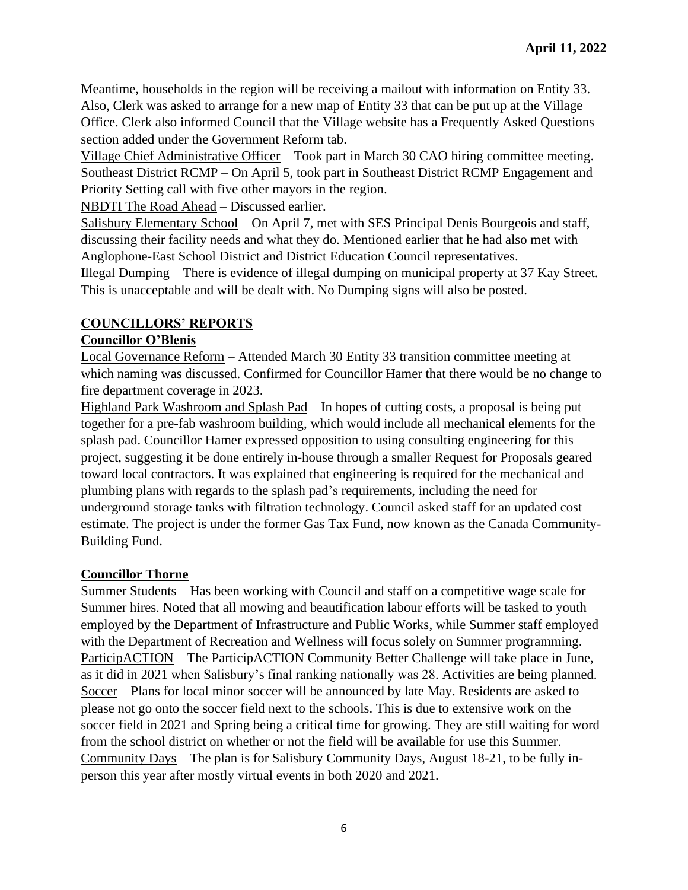Meantime, households in the region will be receiving a mailout with information on Entity 33. Also, Clerk was asked to arrange for a new map of Entity 33 that can be put up at the Village Office. Clerk also informed Council that the Village website has a Frequently Asked Questions section added under the Government Reform tab.

Village Chief Administrative Officer – Took part in March 30 CAO hiring committee meeting.

Southeast District RCMP – On April 5, took part in Southeast District RCMP Engagement and Priority Setting call with five other mayors in the region.

NBDTI The Road Ahead – Discussed earlier.

Salisbury Elementary School – On April 7, met with SES Principal Denis Bourgeois and staff, discussing their facility needs and what they do. Mentioned earlier that he had also met with Anglophone-East School District and District Education Council representatives.

Illegal Dumping – There is evidence of illegal dumping on municipal property at 37 Kay Street. This is unacceptable and will be dealt with. No Dumping signs will also be posted.

## COUNCILLORS' REPORTS

### Councillor O'Blenis

Local Governance Reform – Attended March 30 Entity 33 transition committee meeting at which naming was discussed. Confirmed for Councillor Hamer that there would be no change to fire department coverage in 2023.

Highland Park Washroom and Splash Pad – In hopes of cutting costs, a proposal is being put together for a pre-fab washroom building, which would include all mechanical elements for the splash pad. Councillor Hamer expressed opposition to using consulting engineering for this project, suggesting it be done entirely in-house through a smaller Request for Proposals geared toward local contractors. It was explained that engineering is required for the mechanical and plumbing plans with regards to the splash pad's requirements, including the need for underground storage tanks with filtration technology. Council asked staff for an updated cost estimate. The project is under the former Gas Tax Fund, now known as the Canada Community-Building Fund.

### Councillor Thorne

Summer Students – Has been working with Council and staff on a competitive wage scale for Summer hires. Noted that all mowing and beautification labour efforts will be tasked to youth employed by the Department of Infrastructure and Public Works, while Summer staff employed with the Department of Recreation and Wellness will focus solely on Summer programming.

ParticipACTION – The ParticipACTION Community Better Challenge will take place in June, as it did in 2021 when Salisbury's final ranking nationally was 28. Activities are being planned.

Soccer – Plans for local minor soccer will be announced by late May. Residents are asked to please not go onto the soccer field next to the schools. This is due to extensive work on the soccer field in 2021 and Spring being a critical time for growing. They are still waiting for word from the school district on whether or not the field will be available for use this Summer.

Community Days – The plan is for Salisbury Community Days, August 18-21, to be fully in-person this year after mostly virtual events in both 2020 and 2021.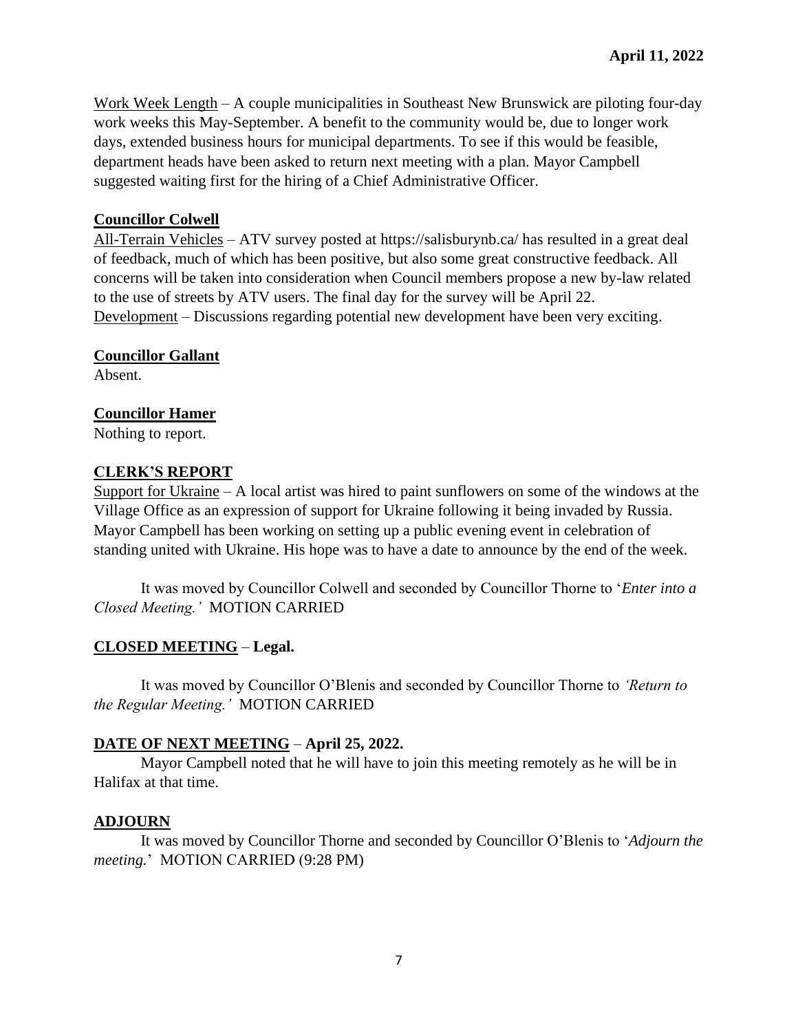Work Week Length – A couple municipalities in Southeast New Brunswick are piloting four-day work weeks this May-September. A benefit to the community would be, due to longer work days, extended business hours for municipal departments. To see if this would be feasible, department heads have been asked to return next meeting with a plan. Mayor Campbell suggested waiting first for the hiring of a Chief Administrative Officer.

**Councillor Colwell**

All-Terrain Vehicles – ATV survey posted at https://salisburynb.ca/ has resulted in a great deal of feedback, much of which has been positive, but also some great constructive feedback. All concerns will be taken into consideration when Council members propose a new by-law related to the use of streets by ATV users. The final day for the survey will be April 22.

Development – Discussions regarding potential new development have been very exciting.

**Councillor Gallant**

Absent.

**Councillor Hamer**

Nothing to report.

## CLERK'S REPORT

Support for Ukraine – A local artist was hired to paint sunflowers on some of the windows at the Village Office as an expression of support for Ukraine following it being invaded by Russia. Mayor Campbell has been working on setting up a public evening event in celebration of standing united with Ukraine. His hope was to have a date to announce by the end of the week.

It was moved by Councillor Colwell and seconded by Councillor Thorne to '*Enter into a Closed Meeting.*' MOTION CARRIED

## CLOSED MEETING – Legal.

It was moved by Councillor O'Blenis and seconded by Councillor Thorne to *'Return to the Regular Meeting.'* MOTION CARRIED

## DATE OF NEXT MEETING – April 25, 2022.

Mayor Campbell noted that he will have to join this meeting remotely as he will be in Halifax at that time.

## ADJOURN

It was moved by Councillor Thorne and seconded by Councillor O'Blenis to '*Adjourn the meeting.*' MOTION CARRIED (9:28 PM)